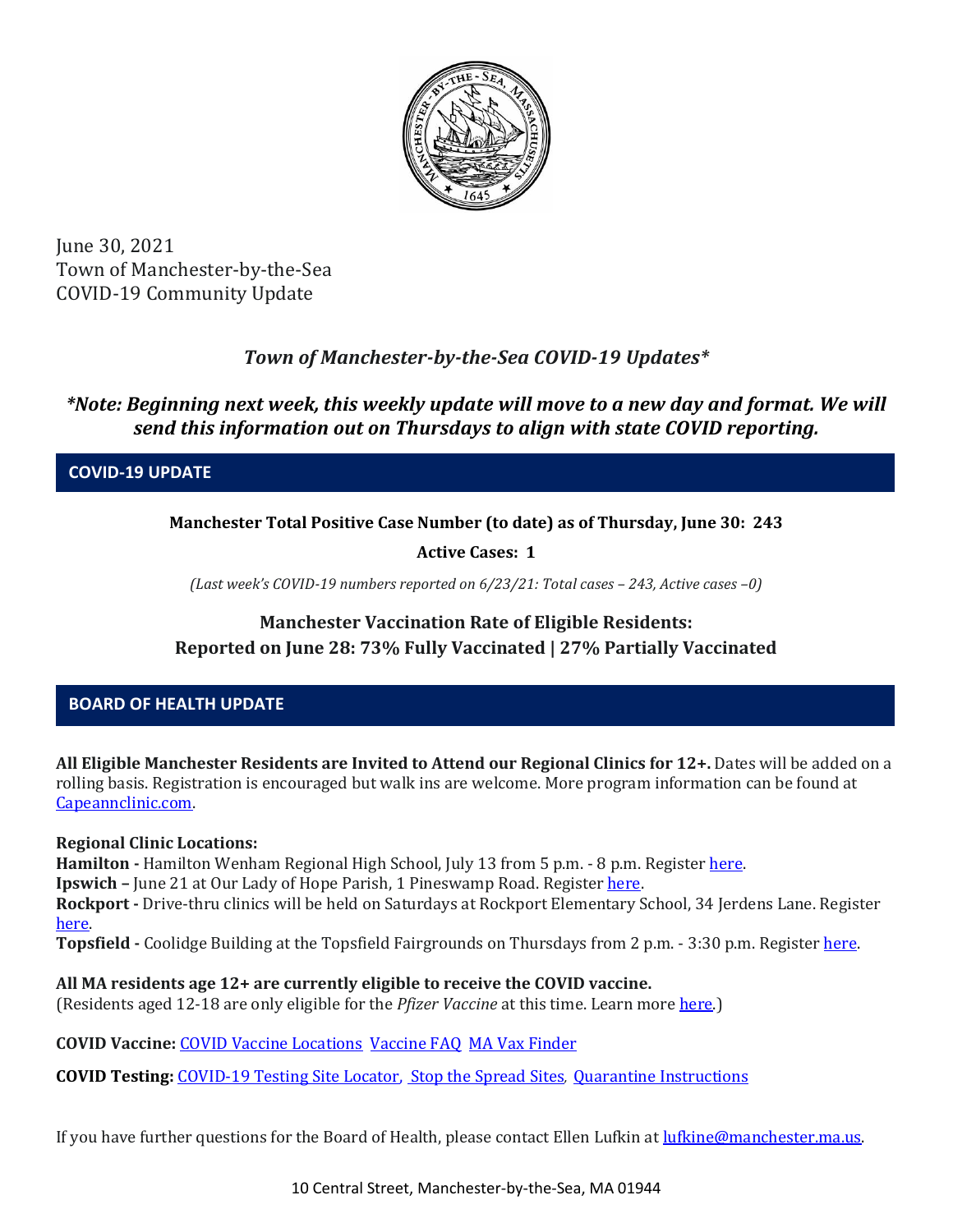June 30, 2021
Town of Manchester-by-the-Sea
COVID-19 Community Update

## *Town of Manchester-by-the-Sea COVID-19 Updates**

***Note: Beginning next week, this weekly update will move to a new day and format. We will send this information out on Thursdays to align with state COVID reporting.***

## COVID-19 UPDATE

**Manchester Total Positive Case Number (to date) as of Thursday, June 30: 243**

**Active Cases: 1**

*(Last week's COVID-19 numbers reported on 6/23/21: Total cases – 243, Active cases –0)*

**Manchester Vaccination Rate of Eligible Residents:**
**Reported on June 28: 73% Fully Vaccinated | 27% Partially Vaccinated**

## BOARD OF HEALTH UPDATE

**All Eligible Manchester Residents are Invited to Attend our Regional Clinics for 12+.** Dates will be added on a rolling basis. Registration is encouraged but walk ins are welcome. More program information can be found at Capeannclinic.com.

**Regional Clinic Locations:**
**Hamilton -** Hamilton Wenham Regional High School, July 13 from 5 p.m. - 8 p.m. Register here.
**Ipswich –** June 21 at Our Lady of Hope Parish, 1 Pineswamp Road. Register here.
**Rockport -** Drive-thru clinics will be held on Saturdays at Rockport Elementary School, 34 Jerdens Lane. Register here.
**Topsfield -** Coolidge Building at the Topsfield Fairgrounds on Thursdays from 2 p.m. - 3:30 p.m. Register here.

**All MA residents age 12+ are currently eligible to receive the COVID vaccine.**
(Residents aged 12-18 are only eligible for the *Pfizer Vaccine* at this time. Learn more here.)

**COVID Vaccine:** COVID Vaccine Locations Vaccine FAQ MA Vax Finder

**COVID Testing:** COVID-19 Testing Site Locator, Stop the Spread Sites, Quarantine Instructions

If you have further questions for the Board of Health, please contact Ellen Lufkin at lufkine@manchester.ma.us.

10 Central Street, Manchester-by-the-Sea, MA 01944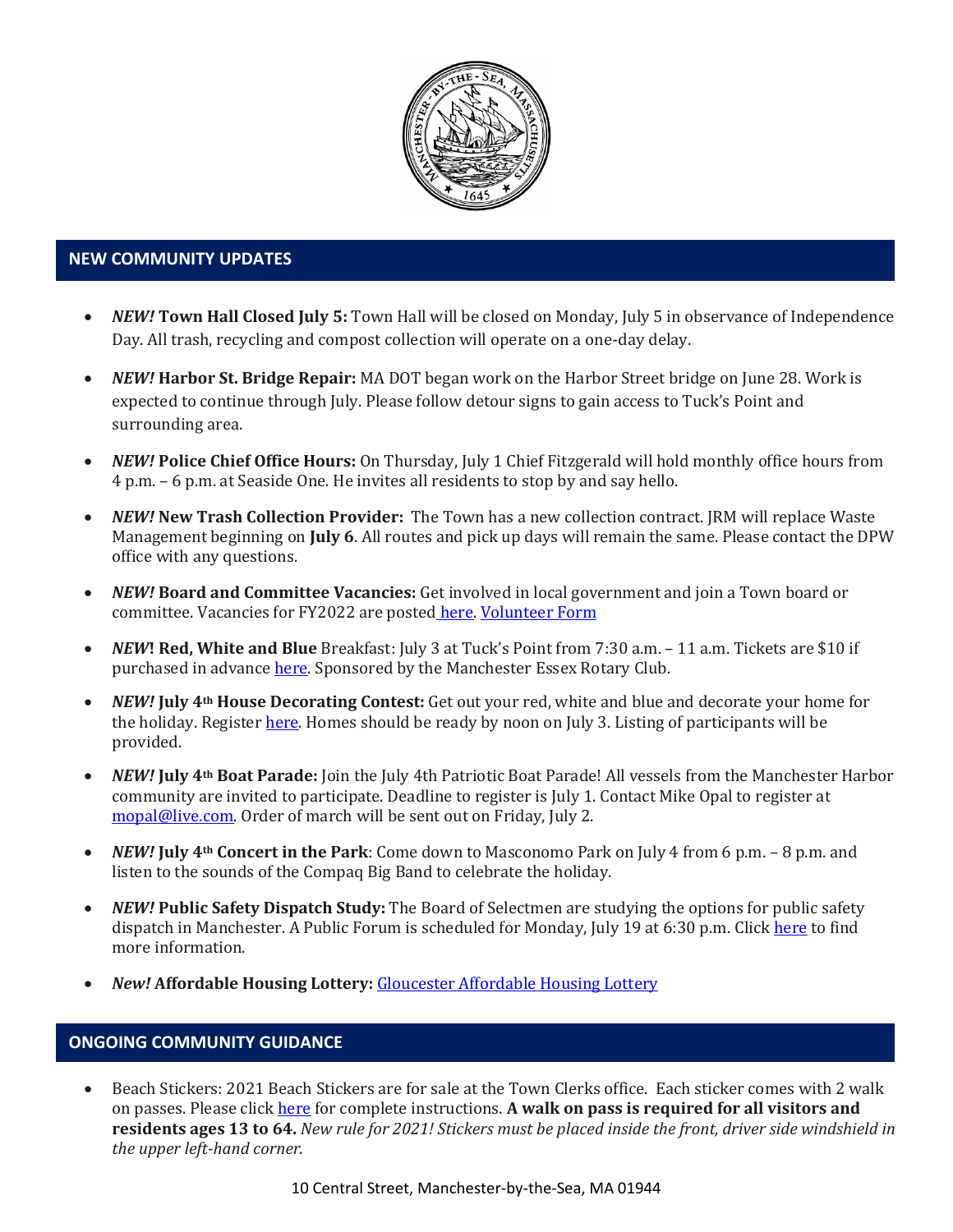## NEW COMMUNITY UPDATES

- ***NEW!* Town Hall Closed July 5:** Town Hall will be closed on Monday, July 5 in observance of Independence Day. All trash, recycling and compost collection will operate on a one-day delay.
- ***NEW!* Harbor St. Bridge Repair:** MA DOT began work on the Harbor Street bridge on June 28. Work is expected to continue through July. Please follow detour signs to gain access to Tuck's Point and surrounding area.
- ***NEW!* Police Chief Office Hours:** On Thursday, July 1 Chief Fitzgerald will hold monthly office hours from 4 p.m. – 6 p.m. at Seaside One. He invites all residents to stop by and say hello.
- ***NEW!* New Trash Collection Provider:** The Town has a new collection contract. JRM will replace Waste Management beginning on **July 6**. All routes and pick up days will remain the same. Please contact the DPW office with any questions.
- ***NEW!* Board and Committee Vacancies:** Get involved in local government and join a Town board or committee. Vacancies for FY2022 are posted here. Volunteer Form
- ***NEW*! Red, White and Blue** Breakfast: July 3 at Tuck's Point from 7:30 a.m. – 11 a.m. Tickets are $10 if purchased in advance here. Sponsored by the Manchester Essex Rotary Club.
- ***NEW!* July 4th House Decorating Contest:** Get out your red, white and blue and decorate your home for the holiday. Register here. Homes should be ready by noon on July 3. Listing of participants will be provided.
- ***NEW!* July 4th Boat Parade:** Join the July 4th Patriotic Boat Parade! All vessels from the Manchester Harbor community are invited to participate. Deadline to register is July 1. Contact Mike Opal to register at mopal@live.com. Order of march will be sent out on Friday, July 2.
- ***NEW!* July 4th Concert in the Park**: Come down to Masconomo Park on July 4 from 6 p.m. – 8 p.m. and listen to the sounds of the Compaq Big Band to celebrate the holiday.
- ***NEW!* Public Safety Dispatch Study:** The Board of Selectmen are studying the options for public safety dispatch in Manchester. A Public Forum is scheduled for Monday, July 19 at 6:30 p.m. Click here to find more information.
- ***New!* Affordable Housing Lottery:** Gloucester Affordable Housing Lottery

## ONGOING COMMUNITY GUIDANCE

- Beach Stickers: 2021 Beach Stickers are for sale at the Town Clerks office. Each sticker comes with 2 walk on passes. Please click here for complete instructions. **A walk on pass is required for all visitors and residents ages 13 to 64.** *New rule for 2021! Stickers must be placed inside the front, driver side windshield in the upper left-hand corner.*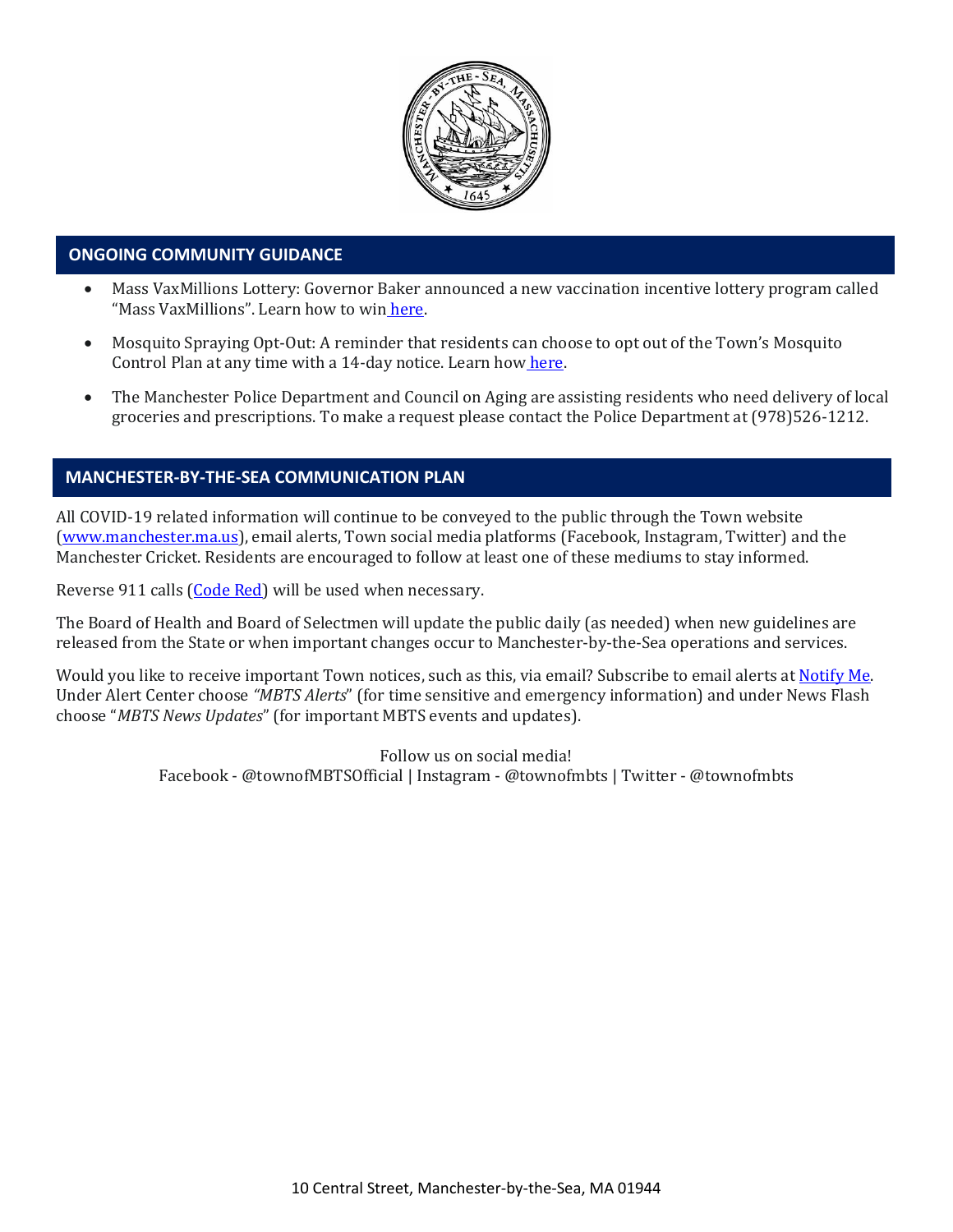## ONGOING COMMUNITY GUIDANCE

- Mass VaxMillions Lottery: Governor Baker announced a new vaccination incentive lottery program called "Mass VaxMillions". Learn how to win here.
- Mosquito Spraying Opt-Out: A reminder that residents can choose to opt out of the Town's Mosquito Control Plan at any time with a 14-day notice. Learn how here.
- The Manchester Police Department and Council on Aging are assisting residents who need delivery of local groceries and prescriptions. To make a request please contact the Police Department at (978)526-1212.

## MANCHESTER-BY-THE-SEA COMMUNICATION PLAN

All COVID-19 related information will continue to be conveyed to the public through the Town website (www.manchester.ma.us), email alerts, Town social media platforms (Facebook, Instagram, Twitter) and the Manchester Cricket. Residents are encouraged to follow at least one of these mediums to stay informed.

Reverse 911 calls (Code Red) will be used when necessary.

The Board of Health and Board of Selectmen will update the public daily (as needed) when new guidelines are released from the State or when important changes occur to Manchester-by-the-Sea operations and services.

Would you like to receive important Town notices, such as this, via email? Subscribe to email alerts at Notify Me. Under Alert Center choose *"MBTS Alerts*" (for time sensitive and emergency information) and under News Flash choose "*MBTS News Updates*" (for important MBTS events and updates).

Follow us on social media!
Facebook - @townofMBTSOfficial | Instagram - @townofmbts | Twitter - @townofmbts

10 Central Street, Manchester-by-the-Sea, MA 01944